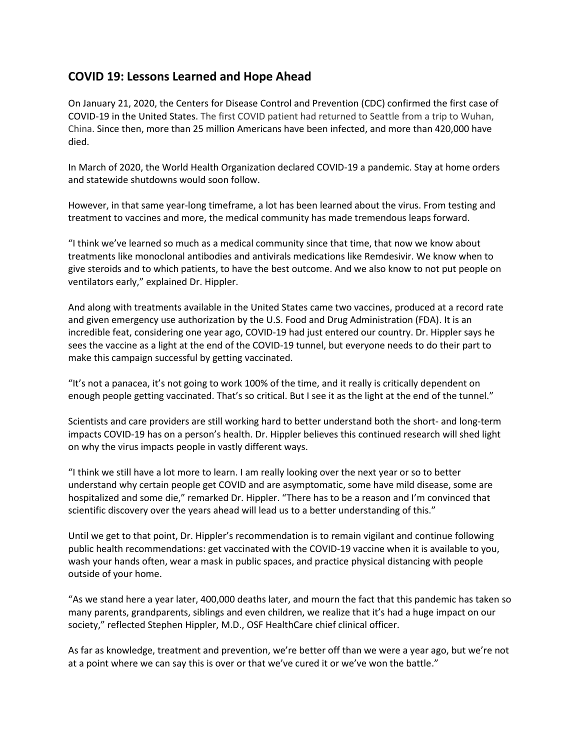## COVID 19: Lessons Learned and Hope Ahead

On January 21, 2020, the Centers for Disease Control and Prevention (CDC) confirmed the first case of COVID-19 in the United States. The first COVID patient had returned to Seattle from a trip to Wuhan, China. Since then, more than 25 million Americans have been infected, and more than 420,000 have died.

In March of 2020, the World Health Organization declared COVID-19 a pandemic. Stay at home orders and statewide shutdowns would soon follow.

However, in that same year-long timeframe, a lot has been learned about the virus. From testing and treatment to vaccines and more, the medical community has made tremendous leaps forward.

"I think we've learned so much as a medical community since that time, that now we know about treatments like monoclonal antibodies and antivirals medications like Remdesivir. We know when to give steroids and to which patients, to have the best outcome. And we also know to not put people on ventilators early," explained Dr. Hippler.

And along with treatments available in the United States came two vaccines, produced at a record rate and given emergency use authorization by the U.S. Food and Drug Administration (FDA). It is an incredible feat, considering one year ago, COVID-19 had just entered our country. Dr. Hippler says he sees the vaccine as a light at the end of the COVID-19 tunnel, but everyone needs to do their part to make this campaign successful by getting vaccinated.

"It's not a panacea, it's not going to work 100% of the time, and it really is critically dependent on enough people getting vaccinated. That's so critical. But I see it as the light at the end of the tunnel."

Scientists and care providers are still working hard to better understand both the short- and long-term impacts COVID-19 has on a person's health. Dr. Hippler believes this continued research will shed light on why the virus impacts people in vastly different ways.

"I think we still have a lot more to learn. I am really looking over the next year or so to better understand why certain people get COVID and are asymptomatic, some have mild disease, some are hospitalized and some die," remarked Dr. Hippler. "There has to be a reason and I'm convinced that scientific discovery over the years ahead will lead us to a better understanding of this."

Until we get to that point, Dr. Hippler's recommendation is to remain vigilant and continue following public health recommendations: get vaccinated with the COVID-19 vaccine when it is available to you, wash your hands often, wear a mask in public spaces, and practice physical distancing with people outside of your home.

"As we stand here a year later, 400,000 deaths later, and mourn the fact that this pandemic has taken so many parents, grandparents, siblings and even children, we realize that it's had a huge impact on our society," reflected Stephen Hippler, M.D., OSF HealthCare chief clinical officer.

As far as knowledge, treatment and prevention, we're better off than we were a year ago, but we're not at a point where we can say this is over or that we've cured it or we've won the battle."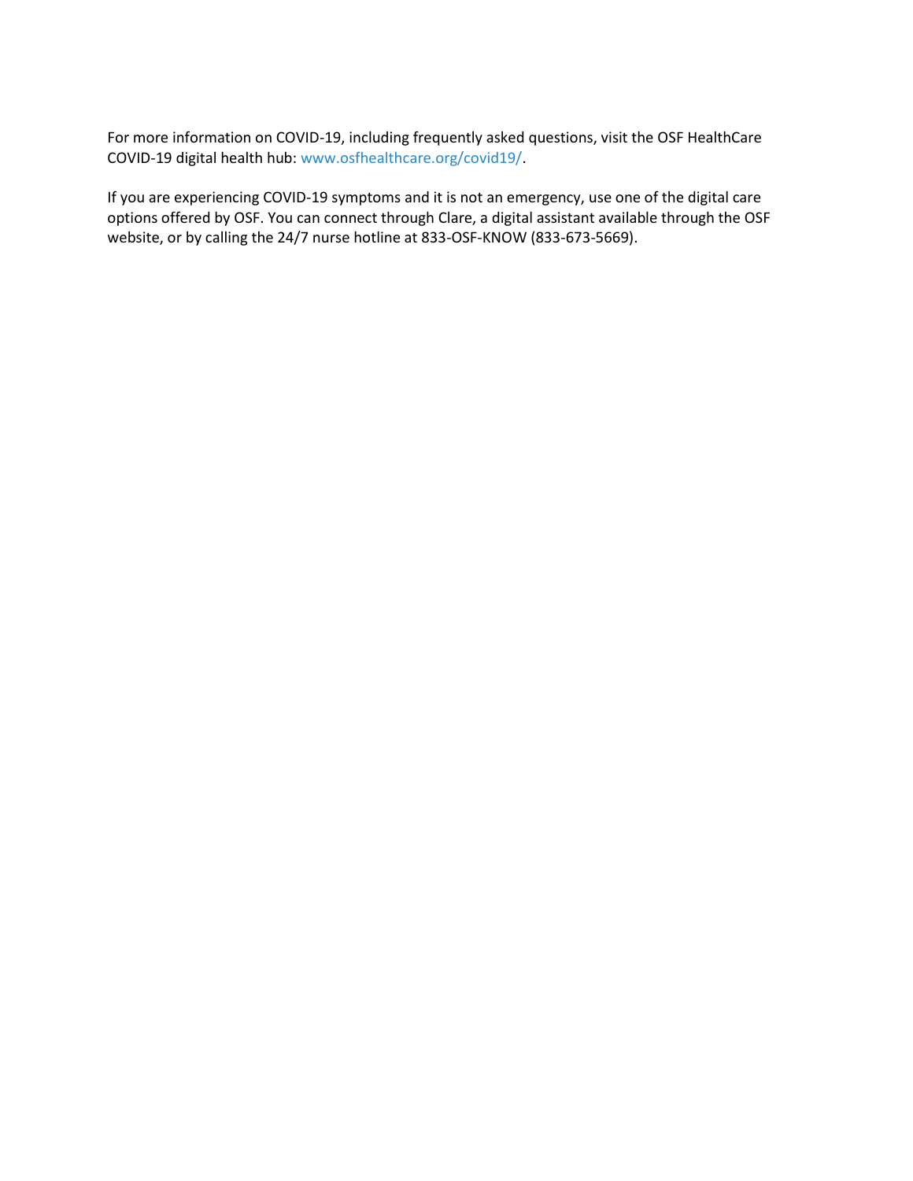For more information on COVID-19, including frequently asked questions, visit the OSF HealthCare COVID-19 digital health hub: www.osfhealthcare.org/covid19/.

If you are experiencing COVID-19 symptoms and it is not an emergency, use one of the digital care options offered by OSF. You can connect through Clare, a digital assistant available through the OSF website, or by calling the 24/7 nurse hotline at 833-OSF-KNOW (833-673-5669).